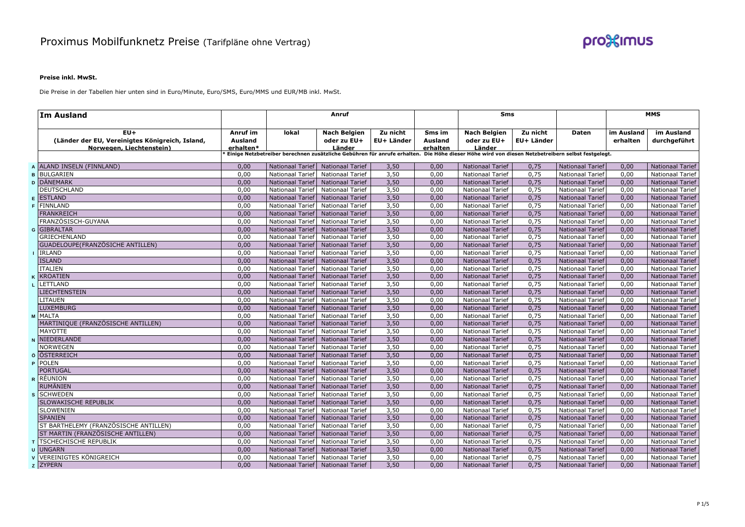# Proximus Mobilfunknetz Preise (Tarifpläne ohne Vertrag)

**Preise inkl. MwSt.**

Die Preise in der Tabellen hier unten sind in Euro/Minute, Euro/SMS, Euro/MMS und EUR/MB inkl. MwSt.

| | Im Ausland | | Anruf | | | | Sms | | | | MMS |
|---|---|---|---|---|---|---|---|---|---|---|---|
| | EU+ (Länder der EU, Vereinigtes Königreich, Island, Norwegen, Liechtenstein) | Anruf im Ausland erhalten* | lokal | Nach Belgien oder zu EU+ Länder | Zu nicht EU+ Länder | Sms im Ausland erhalten | Nach Belgien oder zu EU+ Länder | Zu nicht EU+ Länder | Daten | im Ausland erhalten | im Ausland durchgeführt |
| | | * Einige Netzbetreiber berechnen zusätzliche Gebühren für anrufe erhalten. Die Höhe dieser Höhe wird von diesen Netzbetreibern selbst festgelegt. | | | | | | | | | |
| A | ALAND INSELN (FINNLAND) | 0,00 | Nationaal Tarief | Nationaal Tarief | 3,50 | 0,00 | Nationaal Tarief | 0,75 | Nationaal Tarief | 0,00 | Nationaal Tarief |
| B | BULGARIEN | 0,00 | Nationaal Tarief | Nationaal Tarief | 3,50 | 0,00 | Nationaal Tarief | 0,75 | Nationaal Tarief | 0,00 | Nationaal Tarief |
| D | DÄNEMARK | 0,00 | Nationaal Tarief | Nationaal Tarief | 3,50 | 0,00 | Nationaal Tarief | 0,75 | Nationaal Tarief | 0,00 | Nationaal Tarief |
| | DEUTSCHLAND | 0,00 | Nationaal Tarief | Nationaal Tarief | 3,50 | 0,00 | Nationaal Tarief | 0,75 | Nationaal Tarief | 0,00 | Nationaal Tarief |
| E | ESTLAND | 0,00 | Nationaal Tarief | Nationaal Tarief | 3,50 | 0,00 | Nationaal Tarief | 0,75 | Nationaal Tarief | 0,00 | Nationaal Tarief |
| F | FINNLAND | 0,00 | Nationaal Tarief | Nationaal Tarief | 3,50 | 0,00 | Nationaal Tarief | 0,75 | Nationaal Tarief | 0,00 | Nationaal Tarief |
| | FRANKREICH | 0,00 | Nationaal Tarief | Nationaal Tarief | 3,50 | 0,00 | Nationaal Tarief | 0,75 | Nationaal Tarief | 0,00 | Nationaal Tarief |
| | FRANZÖSISCH-GUYANA | 0,00 | Nationaal Tarief | Nationaal Tarief | 3,50 | 0,00 | Nationaal Tarief | 0,75 | Nationaal Tarief | 0,00 | Nationaal Tarief |
| G | GIBRALTAR | 0,00 | Nationaal Tarief | Nationaal Tarief | 3,50 | 0,00 | Nationaal Tarief | 0,75 | Nationaal Tarief | 0,00 | Nationaal Tarief |
| | GRIECHENLAND | 0,00 | Nationaal Tarief | Nationaal Tarief | 3,50 | 0,00 | Nationaal Tarief | 0,75 | Nationaal Tarief | 0,00 | Nationaal Tarief |
| | GUADELOUPE(FRANZÖSICHE ANTILLEN) | 0,00 | Nationaal Tarief | Nationaal Tarief | 3,50 | 0,00 | Nationaal Tarief | 0,75 | Nationaal Tarief | 0,00 | Nationaal Tarief |
| I | IRLAND | 0,00 | Nationaal Tarief | Nationaal Tarief | 3,50 | 0,00 | Nationaal Tarief | 0,75 | Nationaal Tarief | 0,00 | Nationaal Tarief |
| | ISLAND | 0,00 | Nationaal Tarief | Nationaal Tarief | 3,50 | 0,00 | Nationaal Tarief | 0,75 | Nationaal Tarief | 0,00 | Nationaal Tarief |
| | ITALIEN | 0,00 | Nationaal Tarief | Nationaal Tarief | 3,50 | 0,00 | Nationaal Tarief | 0,75 | Nationaal Tarief | 0,00 | Nationaal Tarief |
| K | KROATIEN | 0,00 | Nationaal Tarief | Nationaal Tarief | 3,50 | 0,00 | Nationaal Tarief | 0,75 | Nationaal Tarief | 0,00 | Nationaal Tarief |
| L | LETTLAND | 0,00 | Nationaal Tarief | Nationaal Tarief | 3,50 | 0,00 | Nationaal Tarief | 0,75 | Nationaal Tarief | 0,00 | Nationaal Tarief |
| | LIECHTENSTEIN | 0,00 | Nationaal Tarief | Nationaal Tarief | 3,50 | 0,00 | Nationaal Tarief | 0,75 | Nationaal Tarief | 0,00 | Nationaal Tarief |
| | LITAUEN | 0,00 | Nationaal Tarief | Nationaal Tarief | 3,50 | 0,00 | Nationaal Tarief | 0,75 | Nationaal Tarief | 0,00 | Nationaal Tarief |
| | LUXEMBURG | 0,00 | Nationaal Tarief | Nationaal Tarief | 3,50 | 0,00 | Nationaal Tarief | 0,75 | Nationaal Tarief | 0,00 | Nationaal Tarief |
| M | MALTA | 0,00 | Nationaal Tarief | Nationaal Tarief | 3,50 | 0,00 | Nationaal Tarief | 0,75 | Nationaal Tarief | 0,00 | Nationaal Tarief |
| | MARTINIQUE (FRANZÖSISCHE ANTILLEN) | 0,00 | Nationaal Tarief | Nationaal Tarief | 3,50 | 0,00 | Nationaal Tarief | 0,75 | Nationaal Tarief | 0,00 | Nationaal Tarief |
| | MAYOTTE | 0,00 | Nationaal Tarief | Nationaal Tarief | 3,50 | 0,00 | Nationaal Tarief | 0,75 | Nationaal Tarief | 0,00 | Nationaal Tarief |
| N | NIEDERLANDE | 0,00 | Nationaal Tarief | Nationaal Tarief | 3,50 | 0,00 | Nationaal Tarief | 0,75 | Nationaal Tarief | 0,00 | Nationaal Tarief |
| | NORWEGEN | 0,00 | Nationaal Tarief | Nationaal Tarief | 3,50 | 0,00 | Nationaal Tarief | 0,75 | Nationaal Tarief | 0,00 | Nationaal Tarief |
| Ö | ÖSTERREICH | 0,00 | Nationaal Tarief | Nationaal Tarief | 3,50 | 0,00 | Nationaal Tarief | 0,75 | Nationaal Tarief | 0,00 | Nationaal Tarief |
| P | POLEN | 0,00 | Nationaal Tarief | Nationaal Tarief | 3,50 | 0,00 | Nationaal Tarief | 0,75 | Nationaal Tarief | 0,00 | Nationaal Tarief |
| | PORTUGAL | 0,00 | Nationaal Tarief | Nationaal Tarief | 3,50 | 0,00 | Nationaal Tarief | 0,75 | Nationaal Tarief | 0,00 | Nationaal Tarief |
| R | RÉUNION | 0,00 | Nationaal Tarief | Nationaal Tarief | 3,50 | 0,00 | Nationaal Tarief | 0,75 | Nationaal Tarief | 0,00 | Nationaal Tarief |
| | RUMÄNIEN | 0,00 | Nationaal Tarief | Nationaal Tarief | 3,50 | 0,00 | Nationaal Tarief | 0,75 | Nationaal Tarief | 0,00 | Nationaal Tarief |
| S | SCHWEDEN | 0,00 | Nationaal Tarief | Nationaal Tarief | 3,50 | 0,00 | Nationaal Tarief | 0,75 | Nationaal Tarief | 0,00 | Nationaal Tarief |
| | SLOWAKISCHE REPUBLIK | 0,00 | Nationaal Tarief | Nationaal Tarief | 3,50 | 0,00 | Nationaal Tarief | 0,75 | Nationaal Tarief | 0,00 | Nationaal Tarief |
| | SLOWENIEN | 0,00 | Nationaal Tarief | Nationaal Tarief | 3,50 | 0,00 | Nationaal Tarief | 0,75 | Nationaal Tarief | 0,00 | Nationaal Tarief |
| | SPANIEN | 0,00 | Nationaal Tarief | Nationaal Tarief | 3,50 | 0,00 | Nationaal Tarief | 0,75 | Nationaal Tarief | 0,00 | Nationaal Tarief |
| | ST BARTHELEMY (FRANZÖSISCHE ANTILLEN) | 0,00 | Nationaal Tarief | Nationaal Tarief | 3,50 | 0,00 | Nationaal Tarief | 0,75 | Nationaal Tarief | 0,00 | Nationaal Tarief |
| | ST MARTIN (FRANZÖSISCHE ANTILLEN) | 0,00 | Nationaal Tarief | Nationaal Tarief | 3,50 | 0,00 | Nationaal Tarief | 0,75 | Nationaal Tarief | 0,00 | Nationaal Tarief |
| T | TSCHECHISCHE REPUBLIK | 0,00 | Nationaal Tarief | Nationaal Tarief | 3,50 | 0,00 | Nationaal Tarief | 0,75 | Nationaal Tarief | 0,00 | Nationaal Tarief |
| U | UNGARN | 0,00 | Nationaal Tarief | Nationaal Tarief | 3,50 | 0,00 | Nationaal Tarief | 0,75 | Nationaal Tarief | 0,00 | Nationaal Tarief |
| V | VEREINIGTES KÖNIGREICH | 0,00 | Nationaal Tarief | Nationaal Tarief | 3,50 | 0,00 | Nationaal Tarief | 0,75 | Nationaal Tarief | 0,00 | Nationaal Tarief |
| Z | ZYPERN | 0,00 | Nationaal Tarief | Nationaal Tarief | 3,50 | 0,00 | Nationaal Tarief | 0,75 | Nationaal Tarief | 0,00 | Nationaal Tarief |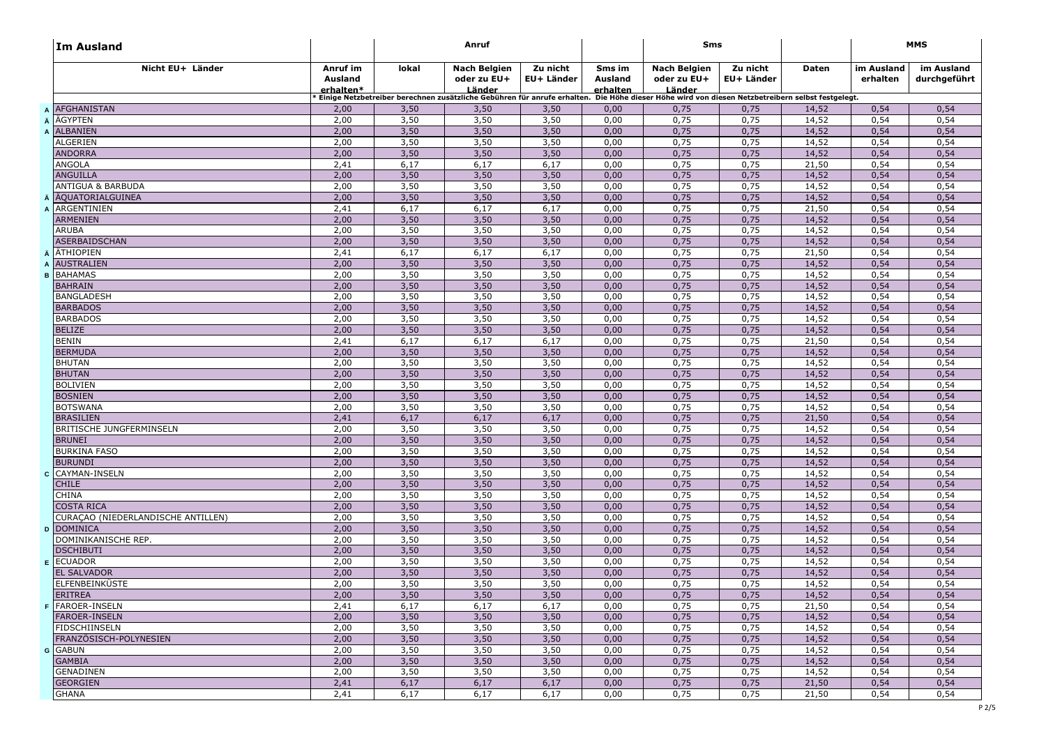| Im Ausland | | Anruf | | | | Sms | | | | MMS | |
|---|---|---|---|---|---|---|---|---|---|---|---|
| Nicht EU+ Länder | Anruf im Ausland erhalten* | lokal | Nach Belgien oder zu EU+ Länder | Zu nicht EU+ Länder | Sms im Ausland erhalten | Nach Belgien oder zu EU+ Länder | Zu nicht EU+ Länder | Daten | im Ausland erhalten | im Ausland durchgeführt |
| | * Einige Netzbetreiber berechnen zusätzliche Gebühren für anrufe erhalten. Die Höhe dieser Höhe wird von diesen Netzbetreibern selbst festgelegt. | | | | | | | | | |
| A AFGHANISTAN | 2,00 | 3,50 | 3,50 | 3,50 | 0,00 | 0,75 | 0,75 | 14,52 | 0,54 | 0,54 |
| Ä ÄGYPTEN | 2,00 | 3,50 | 3,50 | 3,50 | 0,00 | 0,75 | 0,75 | 14,52 | 0,54 | 0,54 |
| A ALBANIEN | 2,00 | 3,50 | 3,50 | 3,50 | 0,00 | 0,75 | 0,75 | 14,52 | 0,54 | 0,54 |
| ALGERIEN | 2,00 | 3,50 | 3,50 | 3,50 | 0,00 | 0,75 | 0,75 | 14,52 | 0,54 | 0,54 |
| ANDORRA | 2,00 | 3,50 | 3,50 | 3,50 | 0,00 | 0,75 | 0,75 | 14,52 | 0,54 | 0,54 |
| ANGOLA | 2,41 | 6,17 | 6,17 | 6,17 | 0,00 | 0,75 | 0,75 | 21,50 | 0,54 | 0,54 |
| ANGUILLA | 2,00 | 3,50 | 3,50 | 3,50 | 0,00 | 0,75 | 0,75 | 14,52 | 0,54 | 0,54 |
| ANTIGUA & BARBUDA | 2,00 | 3,50 | 3,50 | 3,50 | 0,00 | 0,75 | 0,75 | 14,52 | 0,54 | 0,54 |
| Ä ÄQUATORIALGUINEA | 2,00 | 3,50 | 3,50 | 3,50 | 0,00 | 0,75 | 0,75 | 14,52 | 0,54 | 0,54 |
| A ARGENTINIEN | 2,41 | 6,17 | 6,17 | 6,17 | 0,00 | 0,75 | 0,75 | 21,50 | 0,54 | 0,54 |
| ARMENIEN | 2,00 | 3,50 | 3,50 | 3,50 | 0,00 | 0,75 | 0,75 | 14,52 | 0,54 | 0,54 |
| ARUBA | 2,00 | 3,50 | 3,50 | 3,50 | 0,00 | 0,75 | 0,75 | 14,52 | 0,54 | 0,54 |
| ASERBAIDSCHAN | 2,00 | 3,50 | 3,50 | 3,50 | 0,00 | 0,75 | 0,75 | 14,52 | 0,54 | 0,54 |
| Ä ÄTHIOPIEN | 2,41 | 6,17 | 6,17 | 6,17 | 0,00 | 0,75 | 0,75 | 21,50 | 0,54 | 0,54 |
| A AUSTRALIEN | 2,00 | 3,50 | 3,50 | 3,50 | 0,00 | 0,75 | 0,75 | 14,52 | 0,54 | 0,54 |
| B BAHAMAS | 2,00 | 3,50 | 3,50 | 3,50 | 0,00 | 0,75 | 0,75 | 14,52 | 0,54 | 0,54 |
| BAHRAIN | 2,00 | 3,50 | 3,50 | 3,50 | 0,00 | 0,75 | 0,75 | 14,52 | 0,54 | 0,54 |
| BANGLADESH | 2,00 | 3,50 | 3,50 | 3,50 | 0,00 | 0,75 | 0,75 | 14,52 | 0,54 | 0,54 |
| BARBADOS | 2,00 | 3,50 | 3,50 | 3,50 | 0,00 | 0,75 | 0,75 | 14,52 | 0,54 | 0,54 |
| BARBADOS | 2,00 | 3,50 | 3,50 | 3,50 | 0,00 | 0,75 | 0,75 | 14,52 | 0,54 | 0,54 |
| BELIZE | 2,00 | 3,50 | 3,50 | 3,50 | 0,00 | 0,75 | 0,75 | 14,52 | 0,54 | 0,54 |
| BENIN | 2,41 | 6,17 | 6,17 | 6,17 | 0,00 | 0,75 | 0,75 | 21,50 | 0,54 | 0,54 |
| BERMUDA | 2,00 | 3,50 | 3,50 | 3,50 | 0,00 | 0,75 | 0,75 | 14,52 | 0,54 | 0,54 |
| BHUTAN | 2,00 | 3,50 | 3,50 | 3,50 | 0,00 | 0,75 | 0,75 | 14,52 | 0,54 | 0,54 |
| BHUTAN | 2,00 | 3,50 | 3,50 | 3,50 | 0,00 | 0,75 | 0,75 | 14,52 | 0,54 | 0,54 |
| BOLIVIEN | 2,00 | 3,50 | 3,50 | 3,50 | 0,00 | 0,75 | 0,75 | 14,52 | 0,54 | 0,54 |
| BOSNIEN | 2,00 | 3,50 | 3,50 | 3,50 | 0,00 | 0,75 | 0,75 | 14,52 | 0,54 | 0,54 |
| BOTSWANA | 2,00 | 3,50 | 3,50 | 3,50 | 0,00 | 0,75 | 0,75 | 14,52 | 0,54 | 0,54 |
| BRASILIEN | 2,41 | 6,17 | 6,17 | 6,17 | 0,00 | 0,75 | 0,75 | 21,50 | 0,54 | 0,54 |
| BRITISCHE JUNGFERMINSELN | 2,00 | 3,50 | 3,50 | 3,50 | 0,00 | 0,75 | 0,75 | 14,52 | 0,54 | 0,54 |
| BRUNEI | 2,00 | 3,50 | 3,50 | 3,50 | 0,00 | 0,75 | 0,75 | 14,52 | 0,54 | 0,54 |
| BURKINA FASO | 2,00 | 3,50 | 3,50 | 3,50 | 0,00 | 0,75 | 0,75 | 14,52 | 0,54 | 0,54 |
| BURUNDI | 2,00 | 3,50 | 3,50 | 3,50 | 0,00 | 0,75 | 0,75 | 14,52 | 0,54 | 0,54 |
| C CAYMAN-INSELN | 2,00 | 3,50 | 3,50 | 3,50 | 0,00 | 0,75 | 0,75 | 14,52 | 0,54 | 0,54 |
| CHILE | 2,00 | 3,50 | 3,50 | 3,50 | 0,00 | 0,75 | 0,75 | 14,52 | 0,54 | 0,54 |
| CHINA | 2,00 | 3,50 | 3,50 | 3,50 | 0,00 | 0,75 | 0,75 | 14,52 | 0,54 | 0,54 |
| COSTA RICA | 2,00 | 3,50 | 3,50 | 3,50 | 0,00 | 0,75 | 0,75 | 14,52 | 0,54 | 0,54 |
| CURAÇAO (NIEDERLANDISCHE ANTILLEN) | 2,00 | 3,50 | 3,50 | 3,50 | 0,00 | 0,75 | 0,75 | 14,52 | 0,54 | 0,54 |
| D DOMINICA | 2,00 | 3,50 | 3,50 | 3,50 | 0,00 | 0,75 | 0,75 | 14,52 | 0,54 | 0,54 |
| DOMINIKANISCHE REP. | 2,00 | 3,50 | 3,50 | 3,50 | 0,00 | 0,75 | 0,75 | 14,52 | 0,54 | 0,54 |
| DSCHIBUTI | 2,00 | 3,50 | 3,50 | 3,50 | 0,00 | 0,75 | 0,75 | 14,52 | 0,54 | 0,54 |
| E ECUADOR | 2,00 | 3,50 | 3,50 | 3,50 | 0,00 | 0,75 | 0,75 | 14,52 | 0,54 | 0,54 |
| EL SALVADOR | 2,00 | 3,50 | 3,50 | 3,50 | 0,00 | 0,75 | 0,75 | 14,52 | 0,54 | 0,54 |
| ELFENBEINKÜSTE | 2,00 | 3,50 | 3,50 | 3,50 | 0,00 | 0,75 | 0,75 | 14,52 | 0,54 | 0,54 |
| ERITREA | 2,00 | 3,50 | 3,50 | 3,50 | 0,00 | 0,75 | 0,75 | 14,52 | 0,54 | 0,54 |
| F FAROER-INSELN | 2,41 | 6,17 | 6,17 | 6,17 | 0,00 | 0,75 | 0,75 | 21,50 | 0,54 | 0,54 |
| FAROER-INSELN | 2,00 | 3,50 | 3,50 | 3,50 | 0,00 | 0,75 | 0,75 | 14,52 | 0,54 | 0,54 |
| FIDSCHIINSELN | 2,00 | 3,50 | 3,50 | 3,50 | 0,00 | 0,75 | 0,75 | 14,52 | 0,54 | 0,54 |
| FRANZÖSISCH-POLYNESIEN | 2,00 | 3,50 | 3,50 | 3,50 | 0,00 | 0,75 | 0,75 | 14,52 | 0,54 | 0,54 |
| G GABUN | 2,00 | 3,50 | 3,50 | 3,50 | 0,00 | 0,75 | 0,75 | 14,52 | 0,54 | 0,54 |
| GAMBIA | 2,00 | 3,50 | 3,50 | 3,50 | 0,00 | 0,75 | 0,75 | 14,52 | 0,54 | 0,54 |
| GENADINEN | 2,00 | 3,50 | 3,50 | 3,50 | 0,00 | 0,75 | 0,75 | 14,52 | 0,54 | 0,54 |
| GEORGIEN | 2,41 | 6,17 | 6,17 | 6,17 | 0,00 | 0,75 | 0,75 | 21,50 | 0,54 | 0,54 |
| GHANA | 2,41 | 6,17 | 6,17 | 6,17 | 0,00 | 0,75 | 0,75 | 21,50 | 0,54 | 0,54 |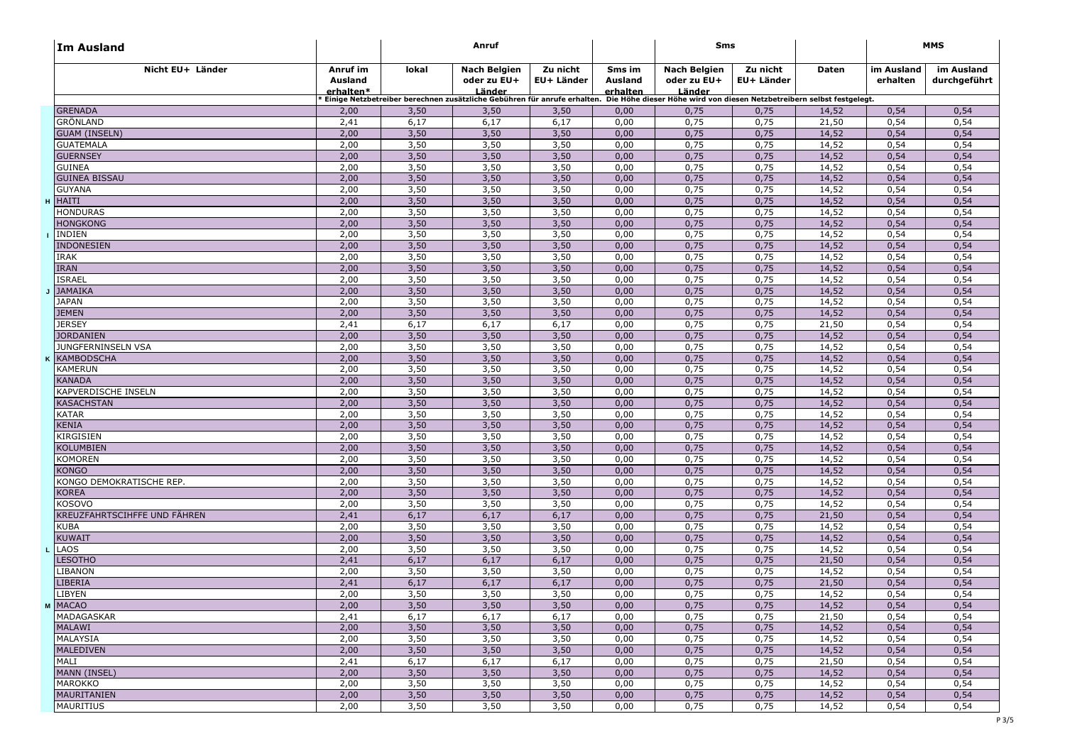| Im Ausland | | Anruf | | | | Sms | | | | MMS | |
|---|---|---|---|---|---|---|---|---|---|---|---|
| Nicht EU+ Länder | Anruf im Ausland erhalten* | lokal | Nach Belgien oder zu EU+ Länder | Zu nicht EU+ Länder | Sms im Ausland erhalten | Nach Belgien oder zu EU+ Länder | Zu nicht EU+ Länder | Daten | im Ausland erhalten | im Ausland durchgeführt |
| | * Einige Netzbetreiber berechnen zusätzliche Gebühren für anrufe erhalten. Die Höhe dieser Höhe wird von diesen Netzbetreibern selbst festgelegt. | | | | | | | | | |
| GRENADA | 2,00 | 3,50 | 3,50 | 3,50 | 0,00 | 0,75 | 0,75 | 14,52 | 0,54 | 0,54 |
| GRÖNLAND | 2,41 | 6,17 | 6,17 | 6,17 | 0,00 | 0,75 | 0,75 | 21,50 | 0,54 | 0,54 |
| GUAM (INSELN) | 2,00 | 3,50 | 3,50 | 3,50 | 0,00 | 0,75 | 0,75 | 14,52 | 0,54 | 0,54 |
| GUATEMALA | 2,00 | 3,50 | 3,50 | 3,50 | 0,00 | 0,75 | 0,75 | 14,52 | 0,54 | 0,54 |
| GUERNSEY | 2,00 | 3,50 | 3,50 | 3,50 | 0,00 | 0,75 | 0,75 | 14,52 | 0,54 | 0,54 |
| GUINEA | 2,00 | 3,50 | 3,50 | 3,50 | 0,00 | 0,75 | 0,75 | 14,52 | 0,54 | 0,54 |
| GUINEA BISSAU | 2,00 | 3,50 | 3,50 | 3,50 | 0,00 | 0,75 | 0,75 | 14,52 | 0,54 | 0,54 |
| GUYANA | 2,00 | 3,50 | 3,50 | 3,50 | 0,00 | 0,75 | 0,75 | 14,52 | 0,54 | 0,54 |
| H HAITI | 2,00 | 3,50 | 3,50 | 3,50 | 0,00 | 0,75 | 0,75 | 14,52 | 0,54 | 0,54 |
| HONDURAS | 2,00 | 3,50 | 3,50 | 3,50 | 0,00 | 0,75 | 0,75 | 14,52 | 0,54 | 0,54 |
| HONGKONG | 2,00 | 3,50 | 3,50 | 3,50 | 0,00 | 0,75 | 0,75 | 14,52 | 0,54 | 0,54 |
| I INDIEN | 2,00 | 3,50 | 3,50 | 3,50 | 0,00 | 0,75 | 0,75 | 14,52 | 0,54 | 0,54 |
| INDONESIEN | 2,00 | 3,50 | 3,50 | 3,50 | 0,00 | 0,75 | 0,75 | 14,52 | 0,54 | 0,54 |
| IRAK | 2,00 | 3,50 | 3,50 | 3,50 | 0,00 | 0,75 | 0,75 | 14,52 | 0,54 | 0,54 |
| IRAN | 2,00 | 3,50 | 3,50 | 3,50 | 0,00 | 0,75 | 0,75 | 14,52 | 0,54 | 0,54 |
| ISRAEL | 2,00 | 3,50 | 3,50 | 3,50 | 0,00 | 0,75 | 0,75 | 14,52 | 0,54 | 0,54 |
| J JAMAIKA | 2,00 | 3,50 | 3,50 | 3,50 | 0,00 | 0,75 | 0,75 | 14,52 | 0,54 | 0,54 |
| JAPAN | 2,00 | 3,50 | 3,50 | 3,50 | 0,00 | 0,75 | 0,75 | 14,52 | 0,54 | 0,54 |
| JEMEN | 2,00 | 3,50 | 3,50 | 3,50 | 0,00 | 0,75 | 0,75 | 14,52 | 0,54 | 0,54 |
| JERSEY | 2,41 | 6,17 | 6,17 | 6,17 | 0,00 | 0,75 | 0,75 | 21,50 | 0,54 | 0,54 |
| JORDANIEN | 2,00 | 3,50 | 3,50 | 3,50 | 0,00 | 0,75 | 0,75 | 14,52 | 0,54 | 0,54 |
| JUNGFERNINSELN VSA | 2,00 | 3,50 | 3,50 | 3,50 | 0,00 | 0,75 | 0,75 | 14,52 | 0,54 | 0,54 |
| K KAMBODSCHA | 2,00 | 3,50 | 3,50 | 3,50 | 0,00 | 0,75 | 0,75 | 14,52 | 0,54 | 0,54 |
| KAMERUN | 2,00 | 3,50 | 3,50 | 3,50 | 0,00 | 0,75 | 0,75 | 14,52 | 0,54 | 0,54 |
| KANADA | 2,00 | 3,50 | 3,50 | 3,50 | 0,00 | 0,75 | 0,75 | 14,52 | 0,54 | 0,54 |
| KAPVERDISCHE INSELN | 2,00 | 3,50 | 3,50 | 3,50 | 0,00 | 0,75 | 0,75 | 14,52 | 0,54 | 0,54 |
| KASACHSTAN | 2,00 | 3,50 | 3,50 | 3,50 | 0,00 | 0,75 | 0,75 | 14,52 | 0,54 | 0,54 |
| KATAR | 2,00 | 3,50 | 3,50 | 3,50 | 0,00 | 0,75 | 0,75 | 14,52 | 0,54 | 0,54 |
| KENIA | 2,00 | 3,50 | 3,50 | 3,50 | 0,00 | 0,75 | 0,75 | 14,52 | 0,54 | 0,54 |
| KIRGISIEN | 2,00 | 3,50 | 3,50 | 3,50 | 0,00 | 0,75 | 0,75 | 14,52 | 0,54 | 0,54 |
| KOLUMBIEN | 2,00 | 3,50 | 3,50 | 3,50 | 0,00 | 0,75 | 0,75 | 14,52 | 0,54 | 0,54 |
| KOMOREN | 2,00 | 3,50 | 3,50 | 3,50 | 0,00 | 0,75 | 0,75 | 14,52 | 0,54 | 0,54 |
| KONGO | 2,00 | 3,50 | 3,50 | 3,50 | 0,00 | 0,75 | 0,75 | 14,52 | 0,54 | 0,54 |
| KONGO DEMOKRATISCHE REP. | 2,00 | 3,50 | 3,50 | 3,50 | 0,00 | 0,75 | 0,75 | 14,52 | 0,54 | 0,54 |
| KOREA | 2,00 | 3,50 | 3,50 | 3,50 | 0,00 | 0,75 | 0,75 | 14,52 | 0,54 | 0,54 |
| KOSOVO | 2,00 | 3,50 | 3,50 | 3,50 | 0,00 | 0,75 | 0,75 | 14,52 | 0,54 | 0,54 |
| KREUZFAHRTSCIHFFE UND FÄHREN | 2,41 | 6,17 | 6,17 | 6,17 | 0,00 | 0,75 | 0,75 | 21,50 | 0,54 | 0,54 |
| KUBA | 2,00 | 3,50 | 3,50 | 3,50 | 0,00 | 0,75 | 0,75 | 14,52 | 0,54 | 0,54 |
| KUWAIT | 2,00 | 3,50 | 3,50 | 3,50 | 0,00 | 0,75 | 0,75 | 14,52 | 0,54 | 0,54 |
| L LAOS | 2,00 | 3,50 | 3,50 | 3,50 | 0,00 | 0,75 | 0,75 | 14,52 | 0,54 | 0,54 |
| LESOTHO | 2,41 | 6,17 | 6,17 | 6,17 | 0,00 | 0,75 | 0,75 | 21,50 | 0,54 | 0,54 |
| LIBANON | 2,00 | 3,50 | 3,50 | 3,50 | 0,00 | 0,75 | 0,75 | 14,52 | 0,54 | 0,54 |
| LIBERIA | 2,41 | 6,17 | 6,17 | 6,17 | 0,00 | 0,75 | 0,75 | 21,50 | 0,54 | 0,54 |
| LIBYEN | 2,00 | 3,50 | 3,50 | 3,50 | 0,00 | 0,75 | 0,75 | 14,52 | 0,54 | 0,54 |
| M MACAO | 2,00 | 3,50 | 3,50 | 3,50 | 0,00 | 0,75 | 0,75 | 14,52 | 0,54 | 0,54 |
| MADAGASKAR | 2,41 | 6,17 | 6,17 | 6,17 | 0,00 | 0,75 | 0,75 | 21,50 | 0,54 | 0,54 |
| MALAWI | 2,00 | 3,50 | 3,50 | 3,50 | 0,00 | 0,75 | 0,75 | 14,52 | 0,54 | 0,54 |
| MALAYSIA | 2,00 | 3,50 | 3,50 | 3,50 | 0,00 | 0,75 | 0,75 | 14,52 | 0,54 | 0,54 |
| MALEDIVEN | 2,00 | 3,50 | 3,50 | 3,50 | 0,00 | 0,75 | 0,75 | 14,52 | 0,54 | 0,54 |
| MALI | 2,41 | 6,17 | 6,17 | 6,17 | 0,00 | 0,75 | 0,75 | 21,50 | 0,54 | 0,54 |
| MANN (INSEL) | 2,00 | 3,50 | 3,50 | 3,50 | 0,00 | 0,75 | 0,75 | 14,52 | 0,54 | 0,54 |
| MAROKKO | 2,00 | 3,50 | 3,50 | 3,50 | 0,00 | 0,75 | 0,75 | 14,52 | 0,54 | 0,54 |
| MAURITANIEN | 2,00 | 3,50 | 3,50 | 3,50 | 0,00 | 0,75 | 0,75 | 14,52 | 0,54 | 0,54 |
| MAURITIUS | 2,00 | 3,50 | 3,50 | 3,50 | 0,00 | 0,75 | 0,75 | 14,52 | 0,54 | 0,54 |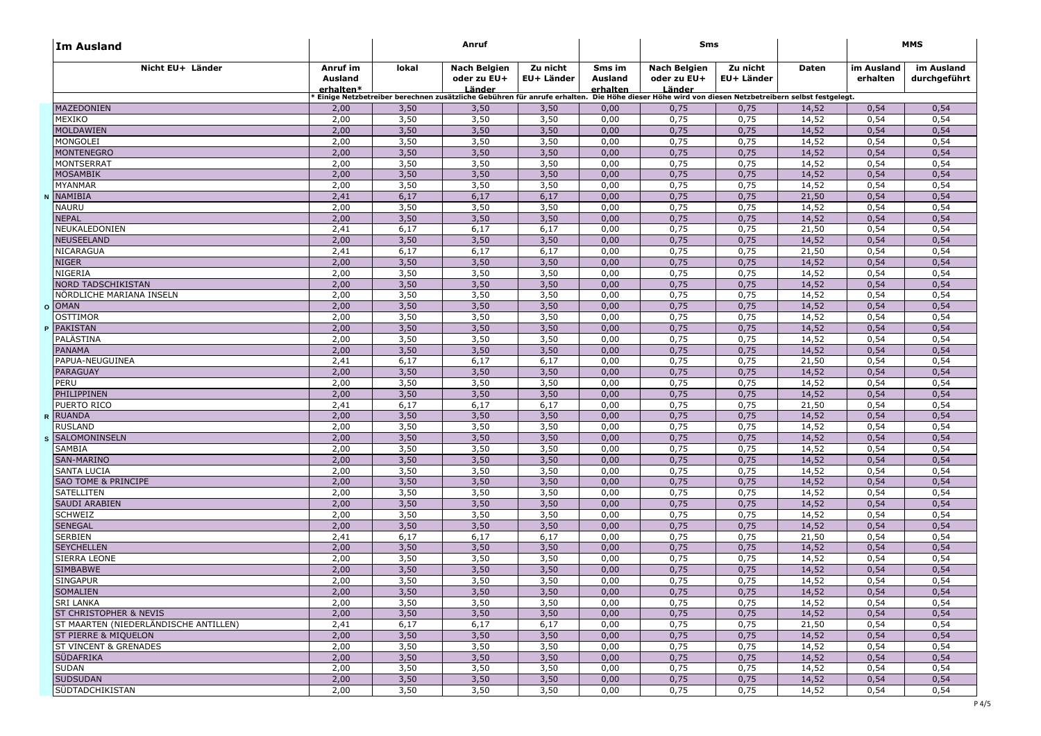| **Im Ausland** | | **Anruf** | | | **Sms** | | | | **MMS** | |
|---|---|---|---|---|---|---|---|---|---|---|
| **Nicht EU+ Länder** | **Anruf im Ausland erhalten*** | **lokal** | **Nach Belgien oder zu EU+ Länder** | **Zu nicht EU+ Länder** | **Sms im Ausland erhalten** | **Nach Belgien oder zu EU+ Länder** | **Zu nicht EU+ Länder** | **Daten** | **im Ausland erhalten** | **im Ausland durchgeführt** |
| | * Einige Netzbetreiber berechnen zusätzliche Gebühren für anrufe erhalten. Die Höhe dieser Höhe wird von diesen Netzbetreibern selbst festgelegt. | | | | | | | | | |
| MAZEDONIEN | 2,00 | 3,50 | 3,50 | 3,50 | 0,00 | 0,75 | 0,75 | 14,52 | 0,54 | 0,54 |
| MEXIKO | 2,00 | 3,50 | 3,50 | 3,50 | 0,00 | 0,75 | 0,75 | 14,52 | 0,54 | 0,54 |
| MOLDAWIEN | 2,00 | 3,50 | 3,50 | 3,50 | 0,00 | 0,75 | 0,75 | 14,52 | 0,54 | 0,54 |
| MONGOLEI | 2,00 | 3,50 | 3,50 | 3,50 | 0,00 | 0,75 | 0,75 | 14,52 | 0,54 | 0,54 |
| MONTENEGRO | 2,00 | 3,50 | 3,50 | 3,50 | 0,00 | 0,75 | 0,75 | 14,52 | 0,54 | 0,54 |
| MONTSERRAT | 2,00 | 3,50 | 3,50 | 3,50 | 0,00 | 0,75 | 0,75 | 14,52 | 0,54 | 0,54 |
| MOSAMBIK | 2,00 | 3,50 | 3,50 | 3,50 | 0,00 | 0,75 | 0,75 | 14,52 | 0,54 | 0,54 |
| MYANMAR | 2,00 | 3,50 | 3,50 | 3,50 | 0,00 | 0,75 | 0,75 | 14,52 | 0,54 | 0,54 |
| **N** NAMIBIA | 2,41 | 6,17 | 6,17 | 6,17 | 0,00 | 0,75 | 0,75 | 21,50 | 0,54 | 0,54 |
| NAURU | 2,00 | 3,50 | 3,50 | 3,50 | 0,00 | 0,75 | 0,75 | 14,52 | 0,54 | 0,54 |
| NEPAL | 2,00 | 3,50 | 3,50 | 3,50 | 0,00 | 0,75 | 0,75 | 14,52 | 0,54 | 0,54 |
| NEUKALEDONIEN | 2,41 | 6,17 | 6,17 | 6,17 | 0,00 | 0,75 | 0,75 | 21,50 | 0,54 | 0,54 |
| NEUSEELAND | 2,00 | 3,50 | 3,50 | 3,50 | 0,00 | 0,75 | 0,75 | 14,52 | 0,54 | 0,54 |
| NICARAGUA | 2,41 | 6,17 | 6,17 | 6,17 | 0,00 | 0,75 | 0,75 | 21,50 | 0,54 | 0,54 |
| NIGER | 2,00 | 3,50 | 3,50 | 3,50 | 0,00 | 0,75 | 0,75 | 14,52 | 0,54 | 0,54 |
| NIGERIA | 2,00 | 3,50 | 3,50 | 3,50 | 0,00 | 0,75 | 0,75 | 14,52 | 0,54 | 0,54 |
| NORD TADSCHIKISTAN | 2,00 | 3,50 | 3,50 | 3,50 | 0,00 | 0,75 | 0,75 | 14,52 | 0,54 | 0,54 |
| NÖRDLICHE MARIANA INSELN | 2,00 | 3,50 | 3,50 | 3,50 | 0,00 | 0,75 | 0,75 | 14,52 | 0,54 | 0,54 |
| **O** OMAN | 2,00 | 3,50 | 3,50 | 3,50 | 0,00 | 0,75 | 0,75 | 14,52 | 0,54 | 0,54 |
| OSTTIMOR | 2,00 | 3,50 | 3,50 | 3,50 | 0,00 | 0,75 | 0,75 | 14,52 | 0,54 | 0,54 |
| **P** PAKISTAN | 2,00 | 3,50 | 3,50 | 3,50 | 0,00 | 0,75 | 0,75 | 14,52 | 0,54 | 0,54 |
| PALÄSTINA | 2,00 | 3,50 | 3,50 | 3,50 | 0,00 | 0,75 | 0,75 | 14,52 | 0,54 | 0,54 |
| PANAMA | 2,00 | 3,50 | 3,50 | 3,50 | 0,00 | 0,75 | 0,75 | 14,52 | 0,54 | 0,54 |
| PAPUA-NEUGUINEA | 2,41 | 6,17 | 6,17 | 6,17 | 0,00 | 0,75 | 0,75 | 21,50 | 0,54 | 0,54 |
| PARAGUAY | 2,00 | 3,50 | 3,50 | 3,50 | 0,00 | 0,75 | 0,75 | 14,52 | 0,54 | 0,54 |
| PERU | 2,00 | 3,50 | 3,50 | 3,50 | 0,00 | 0,75 | 0,75 | 14,52 | 0,54 | 0,54 |
| PHILIPPINEN | 2,00 | 3,50 | 3,50 | 3,50 | 0,00 | 0,75 | 0,75 | 14,52 | 0,54 | 0,54 |
| PUERTO RICO | 2,41 | 6,17 | 6,17 | 6,17 | 0,00 | 0,75 | 0,75 | 21,50 | 0,54 | 0,54 |
| **R** RUANDA | 2,00 | 3,50 | 3,50 | 3,50 | 0,00 | 0,75 | 0,75 | 14,52 | 0,54 | 0,54 |
| RUSLAND | 2,00 | 3,50 | 3,50 | 3,50 | 0,00 | 0,75 | 0,75 | 14,52 | 0,54 | 0,54 |
| **S** SALOMONINSELN | 2,00 | 3,50 | 3,50 | 3,50 | 0,00 | 0,75 | 0,75 | 14,52 | 0,54 | 0,54 |
| SAMBIA | 2,00 | 3,50 | 3,50 | 3,50 | 0,00 | 0,75 | 0,75 | 14,52 | 0,54 | 0,54 |
| SAN-MARINO | 2,00 | 3,50 | 3,50 | 3,50 | 0,00 | 0,75 | 0,75 | 14,52 | 0,54 | 0,54 |
| SANTA LUCIA | 2,00 | 3,50 | 3,50 | 3,50 | 0,00 | 0,75 | 0,75 | 14,52 | 0,54 | 0,54 |
| SAO TOME & PRINCIPE | 2,00 | 3,50 | 3,50 | 3,50 | 0,00 | 0,75 | 0,75 | 14,52 | 0,54 | 0,54 |
| SATELLITEN | 2,00 | 3,50 | 3,50 | 3,50 | 0,00 | 0,75 | 0,75 | 14,52 | 0,54 | 0,54 |
| SAUDI ARABIEN | 2,00 | 3,50 | 3,50 | 3,50 | 0,00 | 0,75 | 0,75 | 14,52 | 0,54 | 0,54 |
| SCHWEIZ | 2,00 | 3,50 | 3,50 | 3,50 | 0,00 | 0,75 | 0,75 | 14,52 | 0,54 | 0,54 |
| SENEGAL | 2,00 | 3,50 | 3,50 | 3,50 | 0,00 | 0,75 | 0,75 | 14,52 | 0,54 | 0,54 |
| SERBIEN | 2,41 | 6,17 | 6,17 | 6,17 | 0,00 | 0,75 | 0,75 | 21,50 | 0,54 | 0,54 |
| SEYCHELLEN | 2,00 | 3,50 | 3,50 | 3,50 | 0,00 | 0,75 | 0,75 | 14,52 | 0,54 | 0,54 |
| SIERRA LEONE | 2,00 | 3,50 | 3,50 | 3,50 | 0,00 | 0,75 | 0,75 | 14,52 | 0,54 | 0,54 |
| SIMBABWE | 2,00 | 3,50 | 3,50 | 3,50 | 0,00 | 0,75 | 0,75 | 14,52 | 0,54 | 0,54 |
| SINGAPUR | 2,00 | 3,50 | 3,50 | 3,50 | 0,00 | 0,75 | 0,75 | 14,52 | 0,54 | 0,54 |
| SOMALIEN | 2,00 | 3,50 | 3,50 | 3,50 | 0,00 | 0,75 | 0,75 | 14,52 | 0,54 | 0,54 |
| SRI LANKA | 2,00 | 3,50 | 3,50 | 3,50 | 0,00 | 0,75 | 0,75 | 14,52 | 0,54 | 0,54 |
| ST CHRISTOPHER & NEVIS | 2,00 | 3,50 | 3,50 | 3,50 | 0,00 | 0,75 | 0,75 | 14,52 | 0,54 | 0,54 |
| ST MAARTEN (NIEDERLÄNDISCHE ANTILLEN) | 2,41 | 6,17 | 6,17 | 6,17 | 0,00 | 0,75 | 0,75 | 21,50 | 0,54 | 0,54 |
| ST PIERRE & MIQUELON | 2,00 | 3,50 | 3,50 | 3,50 | 0,00 | 0,75 | 0,75 | 14,52 | 0,54 | 0,54 |
| ST VINCENT & GRENADES | 2,00 | 3,50 | 3,50 | 3,50 | 0,00 | 0,75 | 0,75 | 14,52 | 0,54 | 0,54 |
| SÜDAFRIKA | 2,00 | 3,50 | 3,50 | 3,50 | 0,00 | 0,75 | 0,75 | 14,52 | 0,54 | 0,54 |
| SUDAN | 2,00 | 3,50 | 3,50 | 3,50 | 0,00 | 0,75 | 0,75 | 14,52 | 0,54 | 0,54 |
| SUDSUDAN | 2,00 | 3,50 | 3,50 | 3,50 | 0,00 | 0,75 | 0,75 | 14,52 | 0,54 | 0,54 |
| SÜDTADCHIKISTAN | 2,00 | 3,50 | 3,50 | 3,50 | 0,00 | 0,75 | 0,75 | 14,52 | 0,54 | 0,54 |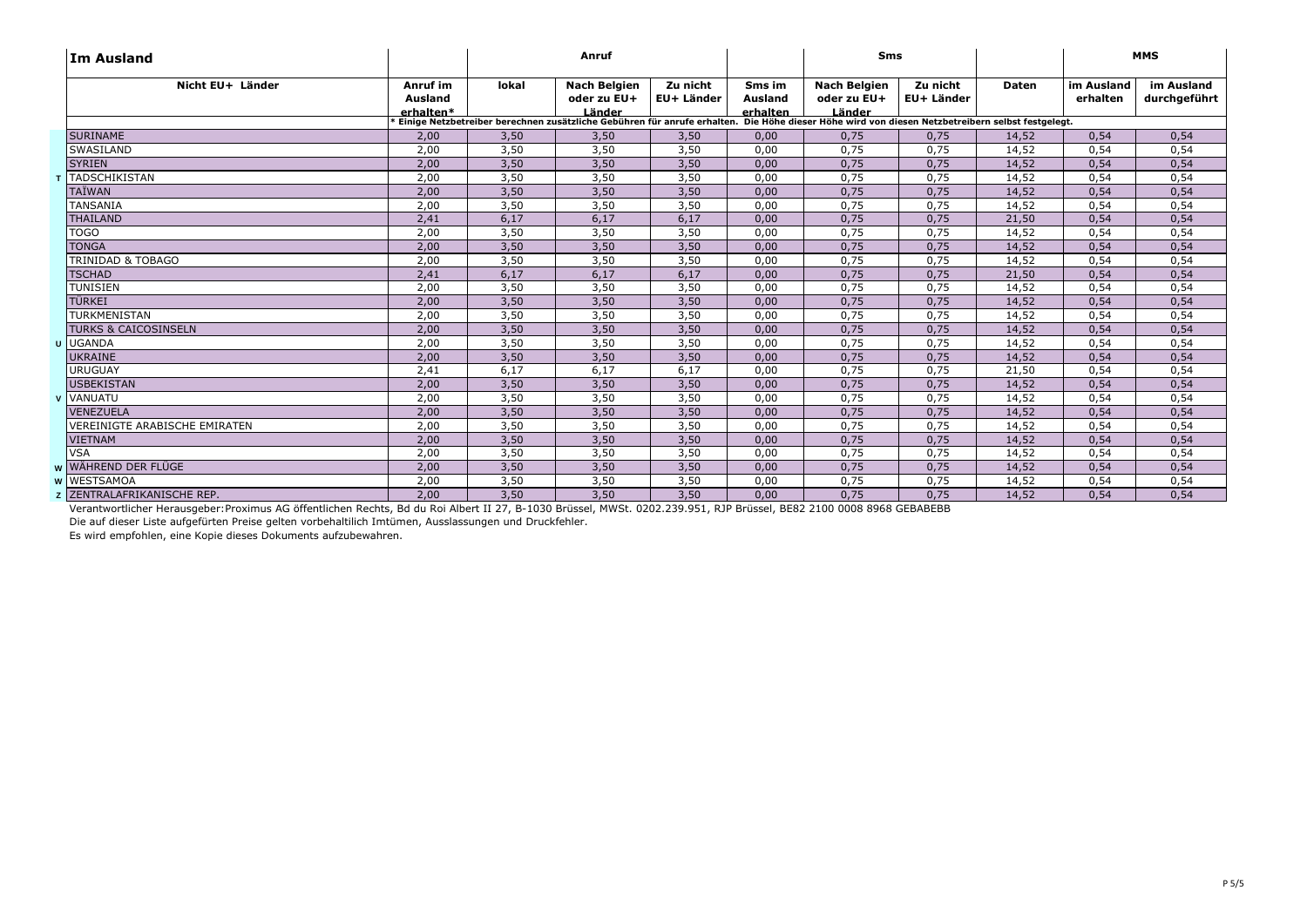| Im Ausland | | Anruf | | | | Sms | | | | MMS | |
|---|---|---|---|---|---|---|---|---|---|---|---|
| | Nicht EU+ Länder | Anruf im Ausland erhalten* | lokal | Nach Belgien oder zu EU+ Länder | Zu nicht EU+ Länder | Sms im Ausland erhalten | Nach Belgien oder zu EU+ Länder | Zu nicht EU+ Länder | Daten | im Ausland erhalten | im Ausland durchgeführt |
| | | * Einige Netzbetreiber berechnen zusätzliche Gebühren für anrufe erhalten. Die Höhe dieser Höhe wird von diesen Netzbetreibern selbst festgelegt. | | | | | | | | | |
| | SURINAME | 2,00 | 3,50 | 3,50 | 3,50 | 0,00 | 0,75 | 0,75 | 14,52 | 0,54 | 0,54 |
| | SWASILAND | 2,00 | 3,50 | 3,50 | 3,50 | 0,00 | 0,75 | 0,75 | 14,52 | 0,54 | 0,54 |
| | SYRIEN | 2,00 | 3,50 | 3,50 | 3,50 | 0,00 | 0,75 | 0,75 | 14,52 | 0,54 | 0,54 |
| T | TADSCHIKISTAN | 2,00 | 3,50 | 3,50 | 3,50 | 0,00 | 0,75 | 0,75 | 14,52 | 0,54 | 0,54 |
| | TAÏWAN | 2,00 | 3,50 | 3,50 | 3,50 | 0,00 | 0,75 | 0,75 | 14,52 | 0,54 | 0,54 |
| | TANSANIA | 2,00 | 3,50 | 3,50 | 3,50 | 0,00 | 0,75 | 0,75 | 14,52 | 0,54 | 0,54 |
| | THAILAND | 2,41 | 6,17 | 6,17 | 6,17 | 0,00 | 0,75 | 0,75 | 21,50 | 0,54 | 0,54 |
| | TOGO | 2,00 | 3,50 | 3,50 | 3,50 | 0,00 | 0,75 | 0,75 | 14,52 | 0,54 | 0,54 |
| | TONGA | 2,00 | 3,50 | 3,50 | 3,50 | 0,00 | 0,75 | 0,75 | 14,52 | 0,54 | 0,54 |
| | TRINIDAD & TOBAGO | 2,00 | 3,50 | 3,50 | 3,50 | 0,00 | 0,75 | 0,75 | 14,52 | 0,54 | 0,54 |
| | TSCHAD | 2,41 | 6,17 | 6,17 | 6,17 | 0,00 | 0,75 | 0,75 | 21,50 | 0,54 | 0,54 |
| | TUNISIEN | 2,00 | 3,50 | 3,50 | 3,50 | 0,00 | 0,75 | 0,75 | 14,52 | 0,54 | 0,54 |
| | TÜRKEI | 2,00 | 3,50 | 3,50 | 3,50 | 0,00 | 0,75 | 0,75 | 14,52 | 0,54 | 0,54 |
| | TURKMENISTAN | 2,00 | 3,50 | 3,50 | 3,50 | 0,00 | 0,75 | 0,75 | 14,52 | 0,54 | 0,54 |
| | TURKS & CAICOSINSELN | 2,00 | 3,50 | 3,50 | 3,50 | 0,00 | 0,75 | 0,75 | 14,52 | 0,54 | 0,54 |
| U | UGANDA | 2,00 | 3,50 | 3,50 | 3,50 | 0,00 | 0,75 | 0,75 | 14,52 | 0,54 | 0,54 |
| | UKRAINE | 2,00 | 3,50 | 3,50 | 3,50 | 0,00 | 0,75 | 0,75 | 14,52 | 0,54 | 0,54 |
| | URUGUAY | 2,41 | 6,17 | 6,17 | 6,17 | 0,00 | 0,75 | 0,75 | 21,50 | 0,54 | 0,54 |
| | USBEKISTAN | 2,00 | 3,50 | 3,50 | 3,50 | 0,00 | 0,75 | 0,75 | 14,52 | 0,54 | 0,54 |
| V | VANUATU | 2,00 | 3,50 | 3,50 | 3,50 | 0,00 | 0,75 | 0,75 | 14,52 | 0,54 | 0,54 |
| | VENEZUELA | 2,00 | 3,50 | 3,50 | 3,50 | 0,00 | 0,75 | 0,75 | 14,52 | 0,54 | 0,54 |
| | VEREINIGTE ARABISCHE EMIRATEN | 2,00 | 3,50 | 3,50 | 3,50 | 0,00 | 0,75 | 0,75 | 14,52 | 0,54 | 0,54 |
| | VIETNAM | 2,00 | 3,50 | 3,50 | 3,50 | 0,00 | 0,75 | 0,75 | 14,52 | 0,54 | 0,54 |
| | VSA | 2,00 | 3,50 | 3,50 | 3,50 | 0,00 | 0,75 | 0,75 | 14,52 | 0,54 | 0,54 |
| W | WÄHREND DER FLÜGE | 2,00 | 3,50 | 3,50 | 3,50 | 0,00 | 0,75 | 0,75 | 14,52 | 0,54 | 0,54 |
| W | WESTSAMOA | 2,00 | 3,50 | 3,50 | 3,50 | 0,00 | 0,75 | 0,75 | 14,52 | 0,54 | 0,54 |
| Z | ZENTRALAFRIKANISCHE REP. | 2,00 | 3,50 | 3,50 | 3,50 | 0,00 | 0,75 | 0,75 | 14,52 | 0,54 | 0,54 |

Verantwortlicher Herausgeber:Proximus AG öffentlichen Rechts, Bd du Roi Albert II 27, B-1030 Brüssel, MWSt. 0202.239.951, RJP Brüssel, BE82 2100 0008 8968 GEBABEBB

Die auf dieser Liste aufgefürten Preise gelten vorbehaltilich Imtümen, Ausslassungen und Druckfehler.

Es wird empfohlen, eine Kopie dieses Dokuments aufzubewahren.